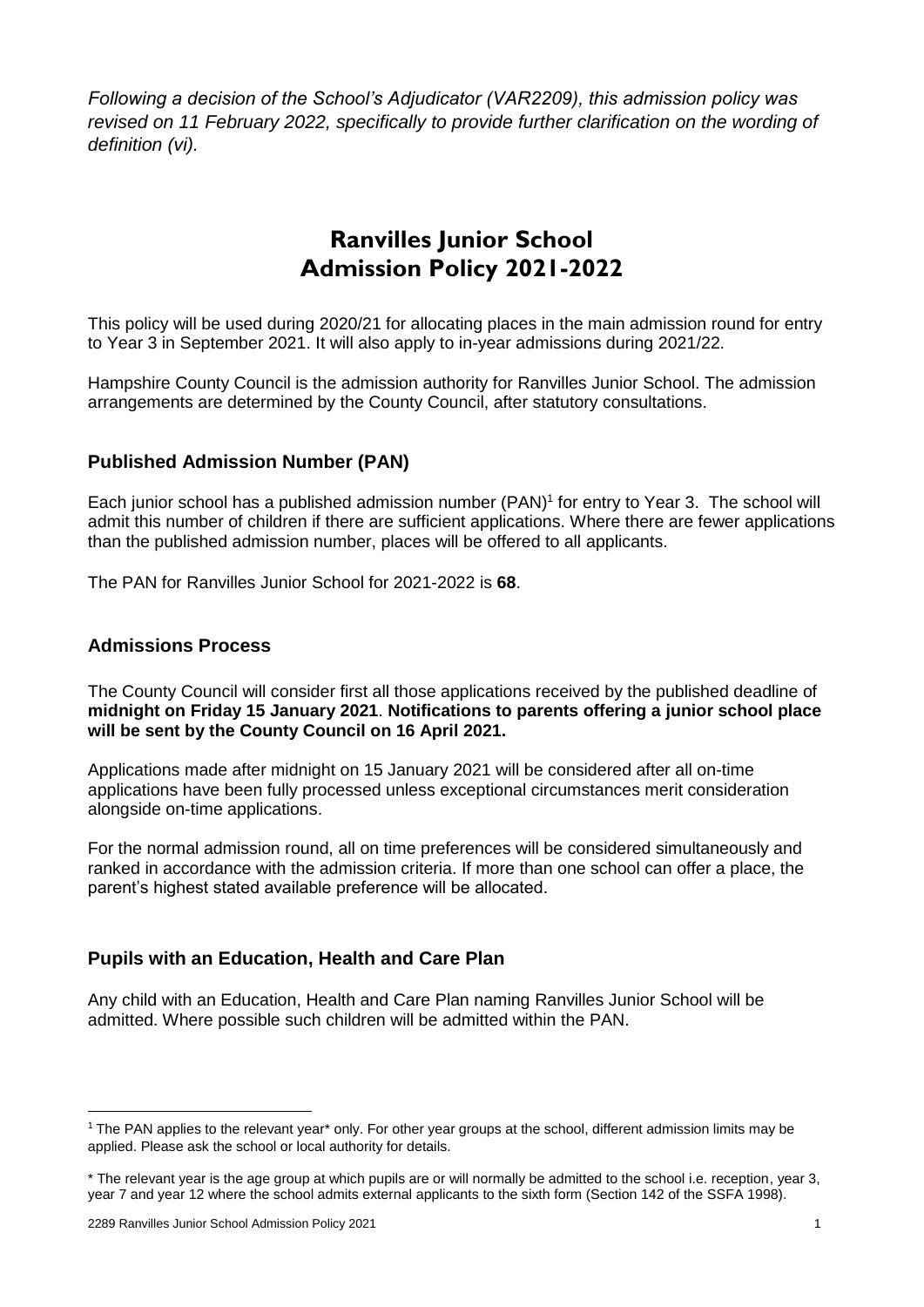*Following a decision of the School's Adjudicator (VAR2209), this admission policy was revised on 11 February 2022, specifically to provide further clarification on the wording of definition (vi).*

# Ranvilles Junior School Admission Policy 2021-2022

This policy will be used during 2020/21 for allocating places in the main admission round for entry to Year 3 in September 2021. It will also apply to in-year admissions during 2021/22.

Hampshire County Council is the admission authority for Ranvilles Junior School. The admission arrangements are determined by the County Council, after statutory consultations.

## Published Admission Number (PAN)

Each junior school has a published admission number (PAN)[1] for entry to Year 3. The school will admit this number of children if there are sufficient applications. Where there are fewer applications than the published admission number, places will be offered to all applicants.

The PAN for Ranvilles Junior School for 2021-2022 is **68**.

## Admissions Process

The County Council will consider first all those applications received by the published deadline of **midnight on Friday 15 January 2021**. **Notifications to parents offering a junior school place will be sent by the County Council on 16 April 2021.**

Applications made after midnight on 15 January 2021 will be considered after all on-time applications have been fully processed unless exceptional circumstances merit consideration alongside on-time applications.

For the normal admission round, all on time preferences will be considered simultaneously and ranked in accordance with the admission criteria. If more than one school can offer a place, the parent's highest stated available preference will be allocated.

## Pupils with an Education, Health and Care Plan

Any child with an Education, Health and Care Plan naming Ranvilles Junior School will be admitted. Where possible such children will be admitted within the PAN.

---

[1] The PAN applies to the relevant year* only. For other year groups at the school, different admission limits may be applied. Please ask the school or local authority for details.

* The relevant year is the age group at which pupils are or will normally be admitted to the school i.e. reception, year 3, year 7 and year 12 where the school admits external applicants to the sixth form (Section 142 of the SSFA 1998).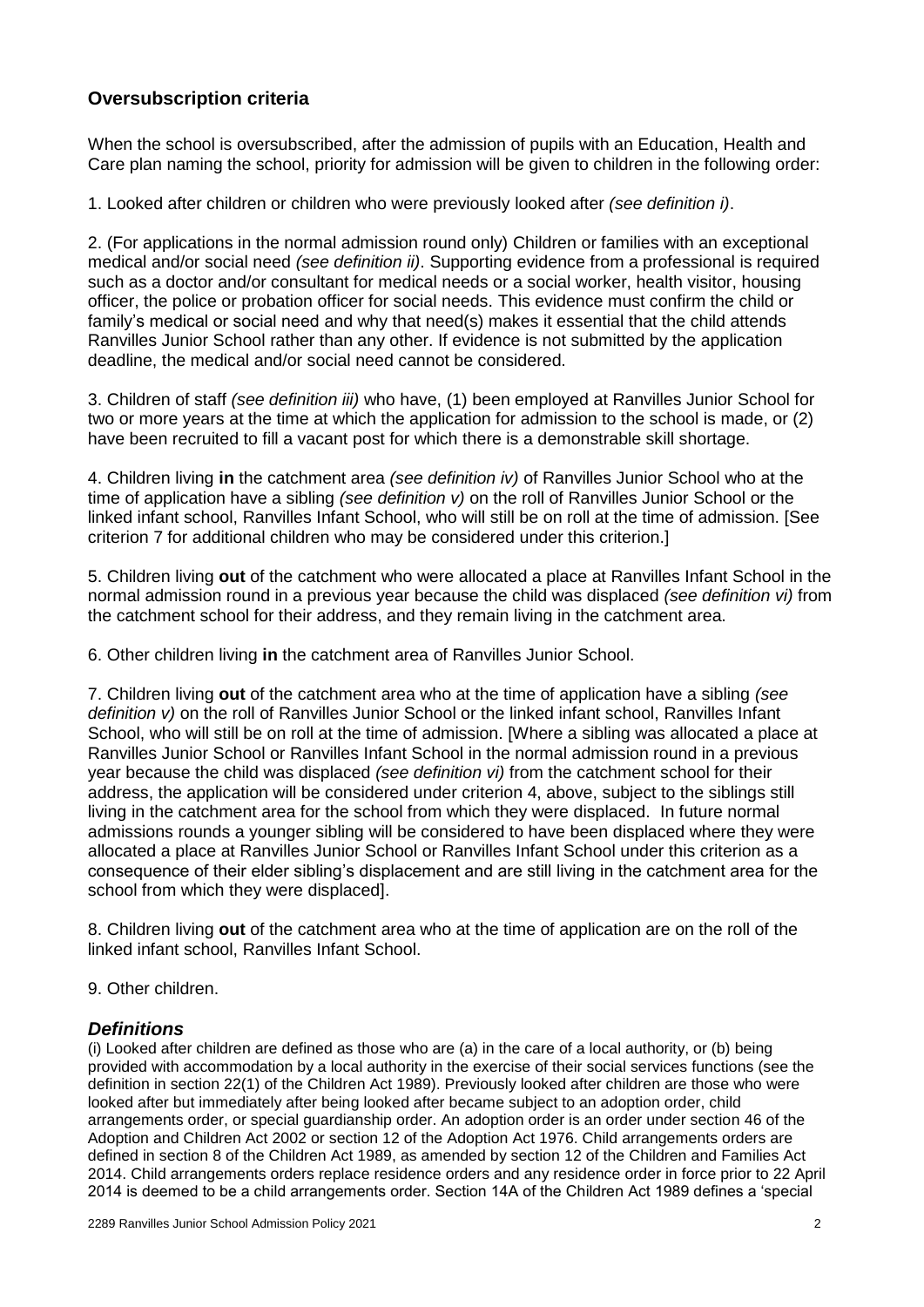## Oversubscription criteria

When the school is oversubscribed, after the admission of pupils with an Education, Health and Care plan naming the school, priority for admission will be given to children in the following order:

1. Looked after children or children who were previously looked after *(see definition i)*.

2. (For applications in the normal admission round only) Children or families with an exceptional medical and/or social need *(see definition ii)*. Supporting evidence from a professional is required such as a doctor and/or consultant for medical needs or a social worker, health visitor, housing officer, the police or probation officer for social needs. This evidence must confirm the child or family's medical or social need and why that need(s) makes it essential that the child attends Ranvilles Junior School rather than any other. If evidence is not submitted by the application deadline, the medical and/or social need cannot be considered.

3. Children of staff *(see definition iii)* who have, (1) been employed at Ranvilles Junior School for two or more years at the time at which the application for admission to the school is made, or (2) have been recruited to fill a vacant post for which there is a demonstrable skill shortage.

4. Children living **in** the catchment area *(see definition iv)* of Ranvilles Junior School who at the time of application have a sibling *(see definition v)* on the roll of Ranvilles Junior School or the linked infant school, Ranvilles Infant School, who will still be on roll at the time of admission. [See criterion 7 for additional children who may be considered under this criterion.]

5. Children living **out** of the catchment who were allocated a place at Ranvilles Infant School in the normal admission round in a previous year because the child was displaced *(see definition vi)* from the catchment school for their address, and they remain living in the catchment area.

6. Other children living **in** the catchment area of Ranvilles Junior School.

7. Children living **out** of the catchment area who at the time of application have a sibling *(see definition v)* on the roll of Ranvilles Junior School or the linked infant school, Ranvilles Infant School, who will still be on roll at the time of admission. [Where a sibling was allocated a place at Ranvilles Junior School or Ranvilles Infant School in the normal admission round in a previous year because the child was displaced *(see definition vi)* from the catchment school for their address, the application will be considered under criterion 4, above, subject to the siblings still living in the catchment area for the school from which they were displaced. In future normal admissions rounds a younger sibling will be considered to have been displaced where they were allocated a place at Ranvilles Junior School or Ranvilles Infant School under this criterion as a consequence of their elder sibling's displacement and are still living in the catchment area for the school from which they were displaced].

8. Children living **out** of the catchment area who at the time of application are on the roll of the linked infant school, Ranvilles Infant School.

9. Other children.

### *Definitions*

(i) Looked after children are defined as those who are (a) in the care of a local authority, or (b) being provided with accommodation by a local authority in the exercise of their social services functions (see the definition in section 22(1) of the Children Act 1989). Previously looked after children are those who were looked after but immediately after being looked after became subject to an adoption order, child arrangements order, or special guardianship order. An adoption order is an order under section 46 of the Adoption and Children Act 2002 or section 12 of the Adoption Act 1976. Child arrangements orders are defined in section 8 of the Children Act 1989, as amended by section 12 of the Children and Families Act 2014. Child arrangements orders replace residence orders and any residence order in force prior to 22 April 2014 is deemed to be a child arrangements order. Section 14A of the Children Act 1989 defines a 'special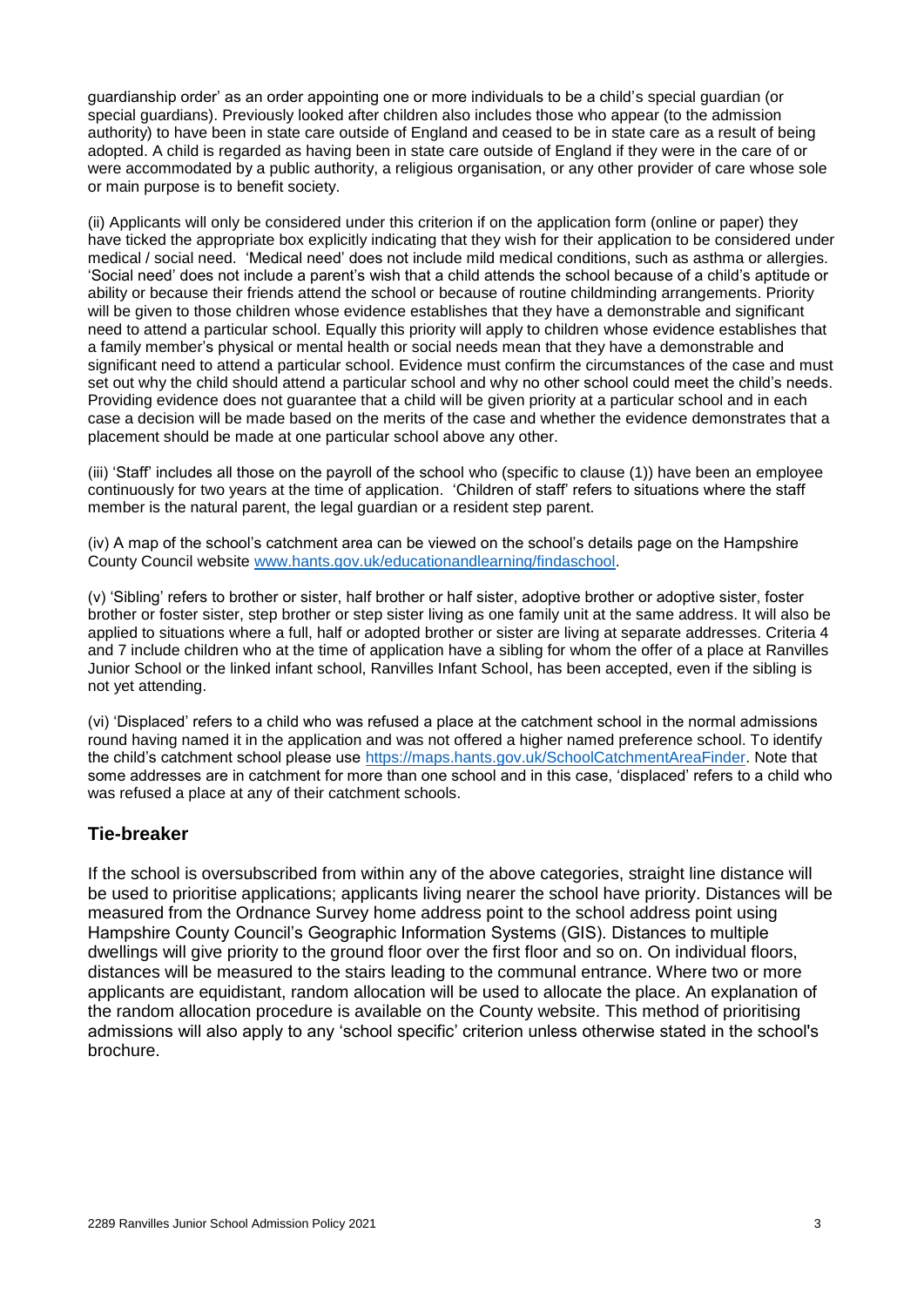guardianship order' as an order appointing one or more individuals to be a child's special guardian (or special guardians). Previously looked after children also includes those who appear (to the admission authority) to have been in state care outside of England and ceased to be in state care as a result of being adopted. A child is regarded as having been in state care outside of England if they were in the care of or were accommodated by a public authority, a religious organisation, or any other provider of care whose sole or main purpose is to benefit society.

(ii) Applicants will only be considered under this criterion if on the application form (online or paper) they have ticked the appropriate box explicitly indicating that they wish for their application to be considered under medical / social need. 'Medical need' does not include mild medical conditions, such as asthma or allergies. 'Social need' does not include a parent's wish that a child attends the school because of a child's aptitude or ability or because their friends attend the school or because of routine childminding arrangements. Priority will be given to those children whose evidence establishes that they have a demonstrable and significant need to attend a particular school. Equally this priority will apply to children whose evidence establishes that a family member's physical or mental health or social needs mean that they have a demonstrable and significant need to attend a particular school. Evidence must confirm the circumstances of the case and must set out why the child should attend a particular school and why no other school could meet the child's needs. Providing evidence does not guarantee that a child will be given priority at a particular school and in each case a decision will be made based on the merits of the case and whether the evidence demonstrates that a placement should be made at one particular school above any other.

(iii) 'Staff' includes all those on the payroll of the school who (specific to clause (1)) have been an employee continuously for two years at the time of application. 'Children of staff' refers to situations where the staff member is the natural parent, the legal guardian or a resident step parent.

(iv) A map of the school's catchment area can be viewed on the school's details page on the Hampshire County Council website [www.hants.gov.uk/educationandlearning/findaschool](www.hants.gov.uk/educationandlearning/findaschool).

(v) 'Sibling' refers to brother or sister, half brother or half sister, adoptive brother or adoptive sister, foster brother or foster sister, step brother or step sister living as one family unit at the same address. It will also be applied to situations where a full, half or adopted brother or sister are living at separate addresses. Criteria 4 and 7 include children who at the time of application have a sibling for whom the offer of a place at Ranvilles Junior School or the linked infant school, Ranvilles Infant School, has been accepted, even if the sibling is not yet attending.

(vi) 'Displaced' refers to a child who was refused a place at the catchment school in the normal admissions round having named it in the application and was not offered a higher named preference school. To identify the child's catchment school please use [https://maps.hants.gov.uk/SchoolCatchmentAreaFinder](https://maps.hants.gov.uk/SchoolCatchmentAreaFinder). Note that some addresses are in catchment for more than one school and in this case, 'displaced' refers to a child who was refused a place at any of their catchment schools.

## Tie-breaker

If the school is oversubscribed from within any of the above categories, straight line distance will be used to prioritise applications; applicants living nearer the school have priority. Distances will be measured from the Ordnance Survey home address point to the school address point using Hampshire County Council's Geographic Information Systems (GIS). Distances to multiple dwellings will give priority to the ground floor over the first floor and so on. On individual floors, distances will be measured to the stairs leading to the communal entrance. Where two or more applicants are equidistant, random allocation will be used to allocate the place. An explanation of the random allocation procedure is available on the County website. This method of prioritising admissions will also apply to any 'school specific' criterion unless otherwise stated in the school's brochure.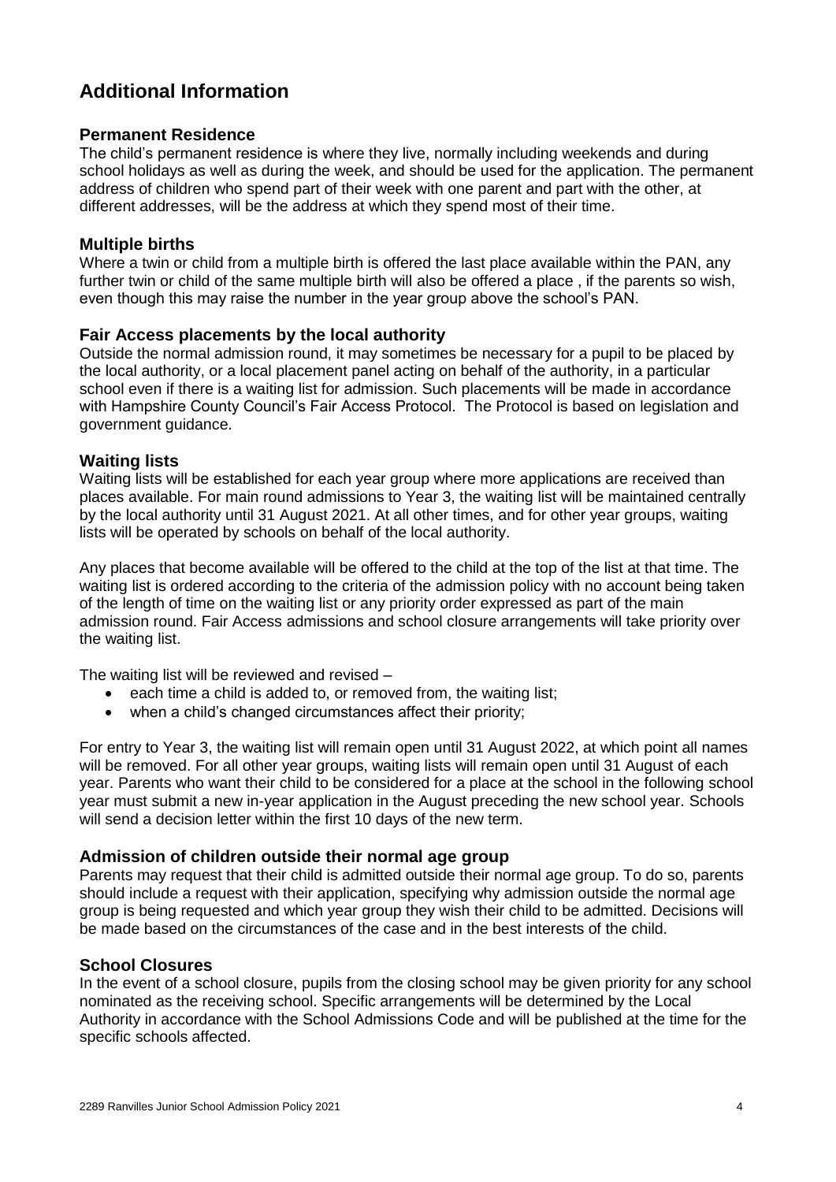## Additional Information

### Permanent Residence

The child's permanent residence is where they live, normally including weekends and during school holidays as well as during the week, and should be used for the application. The permanent address of children who spend part of their week with one parent and part with the other, at different addresses, will be the address at which they spend most of their time.

### Multiple births

Where a twin or child from a multiple birth is offered the last place available within the PAN, any further twin or child of the same multiple birth will also be offered a place , if the parents so wish, even though this may raise the number in the year group above the school's PAN.

### Fair Access placements by the local authority

Outside the normal admission round, it may sometimes be necessary for a pupil to be placed by the local authority, or a local placement panel acting on behalf of the authority, in a particular school even if there is a waiting list for admission. Such placements will be made in accordance with Hampshire County Council's Fair Access Protocol. The Protocol is based on legislation and government guidance.

### Waiting lists

Waiting lists will be established for each year group where more applications are received than places available. For main round admissions to Year 3, the waiting list will be maintained centrally by the local authority until 31 August 2021. At all other times, and for other year groups, waiting lists will be operated by schools on behalf of the local authority.

Any places that become available will be offered to the child at the top of the list at that time. The waiting list is ordered according to the criteria of the admission policy with no account being taken of the length of time on the waiting list or any priority order expressed as part of the main admission round. Fair Access admissions and school closure arrangements will take priority over the waiting list.

The waiting list will be reviewed and revised –

- each time a child is added to, or removed from, the waiting list;
- when a child's changed circumstances affect their priority;

For entry to Year 3, the waiting list will remain open until 31 August 2022, at which point all names will be removed. For all other year groups, waiting lists will remain open until 31 August of each year. Parents who want their child to be considered for a place at the school in the following school year must submit a new in-year application in the August preceding the new school year. Schools will send a decision letter within the first 10 days of the new term.

### Admission of children outside their normal age group

Parents may request that their child is admitted outside their normal age group. To do so, parents should include a request with their application, specifying why admission outside the normal age group is being requested and which year group they wish their child to be admitted. Decisions will be made based on the circumstances of the case and in the best interests of the child.

### School Closures

In the event of a school closure, pupils from the closing school may be given priority for any school nominated as the receiving school. Specific arrangements will be determined by the Local Authority in accordance with the School Admissions Code and will be published at the time for the specific schools affected.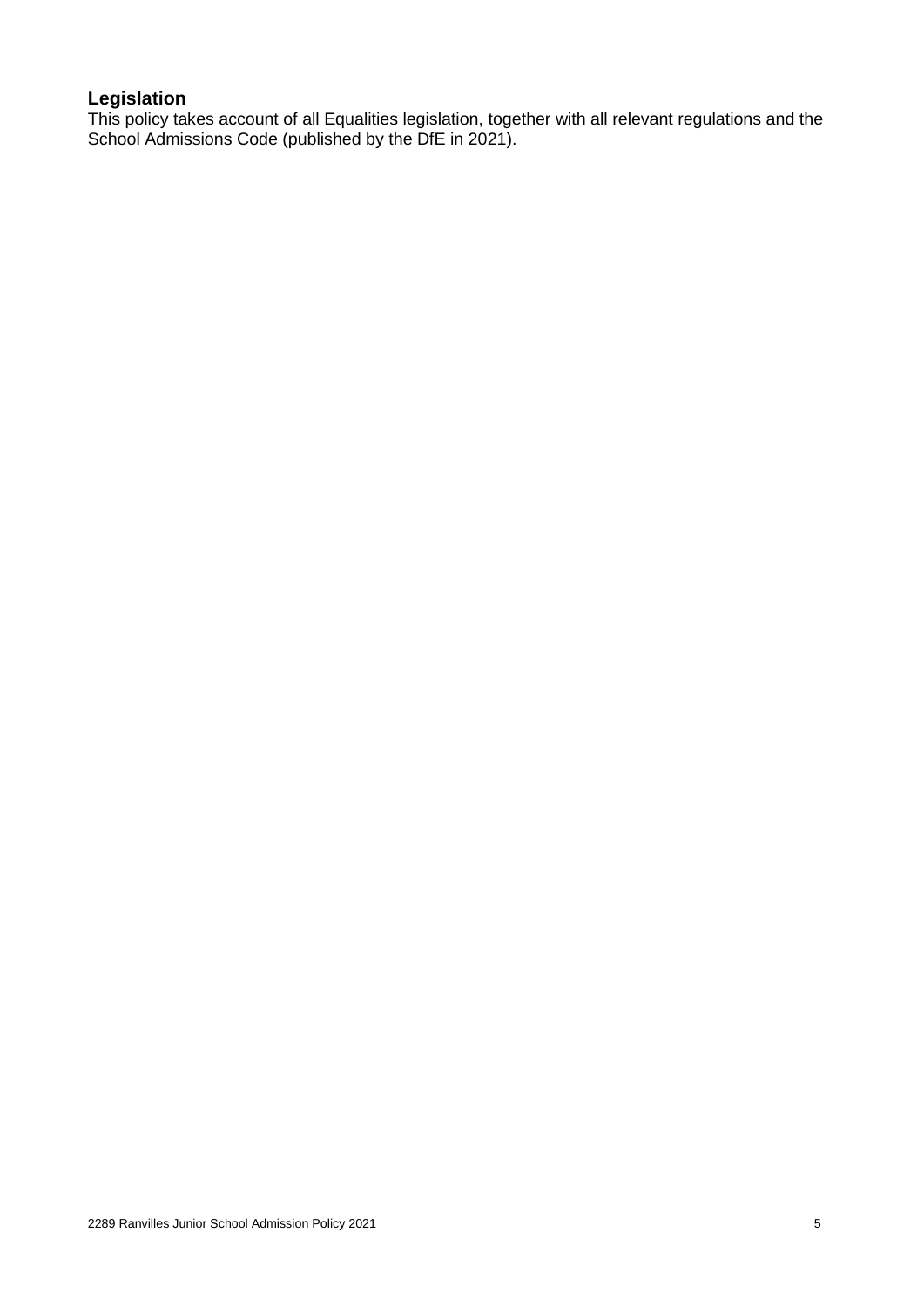## Legislation

This policy takes account of all Equalities legislation, together with all relevant regulations and the School Admissions Code (published by the DfE in 2021).